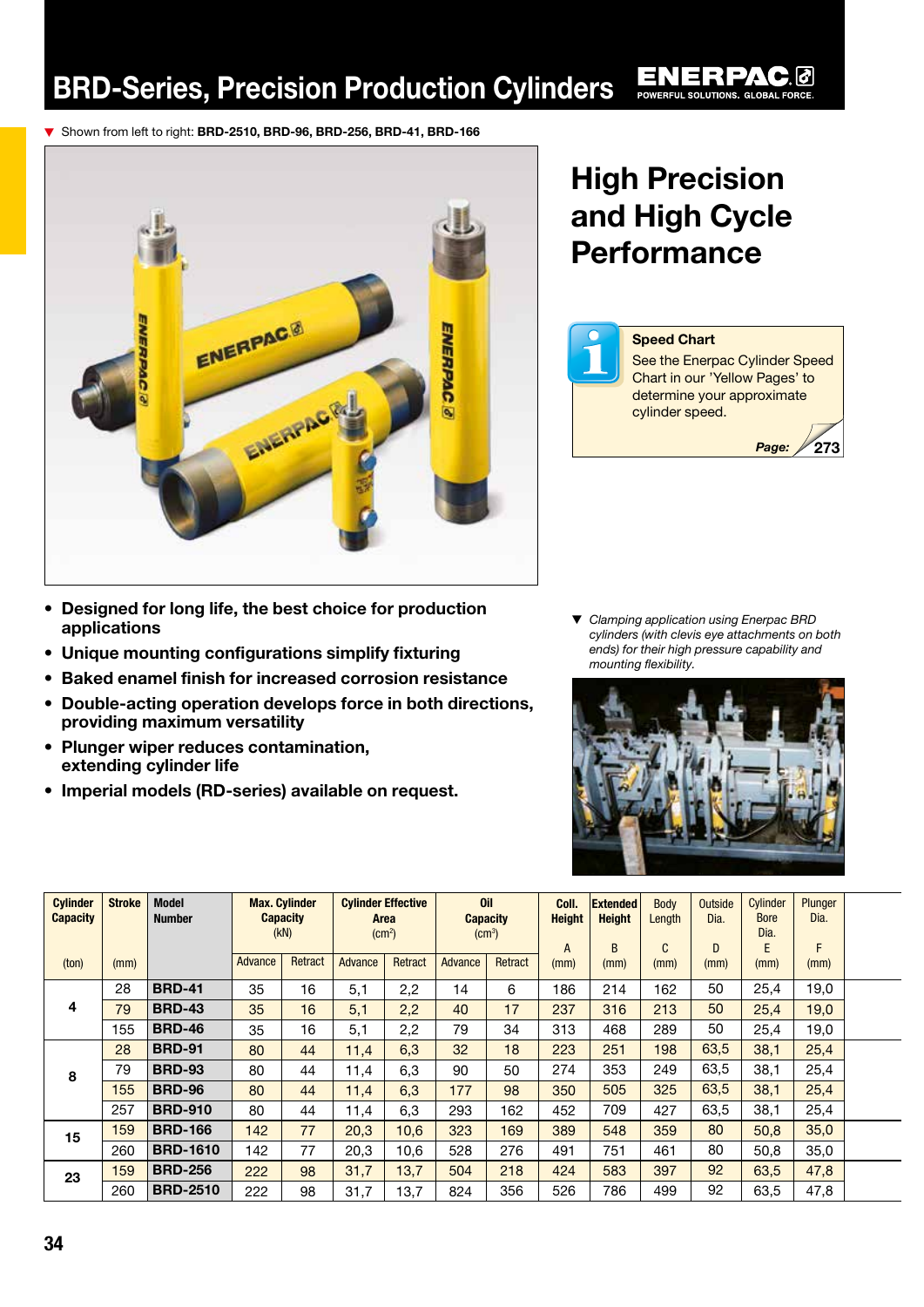# BRD-Series, Precision Production Cylinders

▼ Shown from left to right: **BRD-2510, BRD-96, BRD-256, BRD-41, BRD-166**

## High Precision and High Cycle Performance

**Speed Chart**

See the Enerpac Cylinder Speed Chart in our 'Yellow Pages' to determine your approximate cylinder speed.

*Page:* 273

- **Designed for long life, the best choice for production applications**
- **Unique mounting configurations simplify fixturing**
- **Baked enamel finish for increased corrosion resistance**
- **Double-acting operation develops force in both directions, providing maximum versatility**
- **Plunger wiper reduces contamination, extending cylinder life**
- **Imperial models (RD-series) available on request.**

▼ *Clamping application using Enerpac BRD cylinders (with clevis eye attachments on both ends) for their high pressure capability and mounting flexibility.*

| Cylinder Capacity (ton) | Stroke (mm) | Model Number | Max. Cylinder Capacity (kN) | | Cylinder Effective Area ($cm^2$) | | Oil Capacity ($cm^3$) | | Coll. Height A (mm) | Extended Height B (mm) | Body Length C (mm) | Outside Dia. D (mm) | Cylinder Bore Dia. E (mm) | Plunger Dia. F (mm) |
|---|---|---|---|---|---|---|---|---|---|---|---|---|---|---|
| | | | Advance | Retract | Advance | Retract | Advance | Retract | | | | | | |
| 4 | 28 | **BRD-41** | 35 | 16 | 5,1 | 2,2 | 14 | 6 | 186 | 214 | 162 | 50 | 25,4 | 19,0 |
| | 79 | **BRD-43** | 35 | 16 | 5,1 | 2,2 | 40 | 17 | 237 | 316 | 213 | 50 | 25,4 | 19,0 |
| | 155 | **BRD-46** | 35 | 16 | 5,1 | 2,2 | 79 | 34 | 313 | 468 | 289 | 50 | 25,4 | 19,0 |
| 8 | 28 | **BRD-91** | 80 | 44 | 11,4 | 6,3 | 32 | 18 | 223 | 251 | 198 | 63,5 | 38,1 | 25,4 |
| | 79 | **BRD-93** | 80 | 44 | 11,4 | 6,3 | 90 | 50 | 274 | 353 | 249 | 63,5 | 38,1 | 25,4 |
| | 155 | **BRD-96** | 80 | 44 | 11,4 | 6,3 | 177 | 98 | 350 | 505 | 325 | 63,5 | 38,1 | 25,4 |
| | 257 | **BRD-910** | 80 | 44 | 11,4 | 6,3 | 293 | 162 | 452 | 709 | 427 | 63,5 | 38,1 | 25,4 |
| 15 | 159 | **BRD-166** | 142 | 77 | 20,3 | 10,6 | 323 | 169 | 389 | 548 | 359 | 80 | 50,8 | 35,0 |
| | 260 | **BRD-1610** | 142 | 77 | 20,3 | 10,6 | 528 | 276 | 491 | 751 | 461 | 80 | 50,8 | 35,0 |
| 23 | 159 | **BRD-256** | 222 | 98 | 31,7 | 13,7 | 504 | 218 | 424 | 583 | 397 | 92 | 63,5 | 47,8 |
| | 260 | **BRD-2510** | 222 | 98 | 31,7 | 13,7 | 824 | 356 | 526 | 786 | 499 | 92 | 63,5 | 47,8 |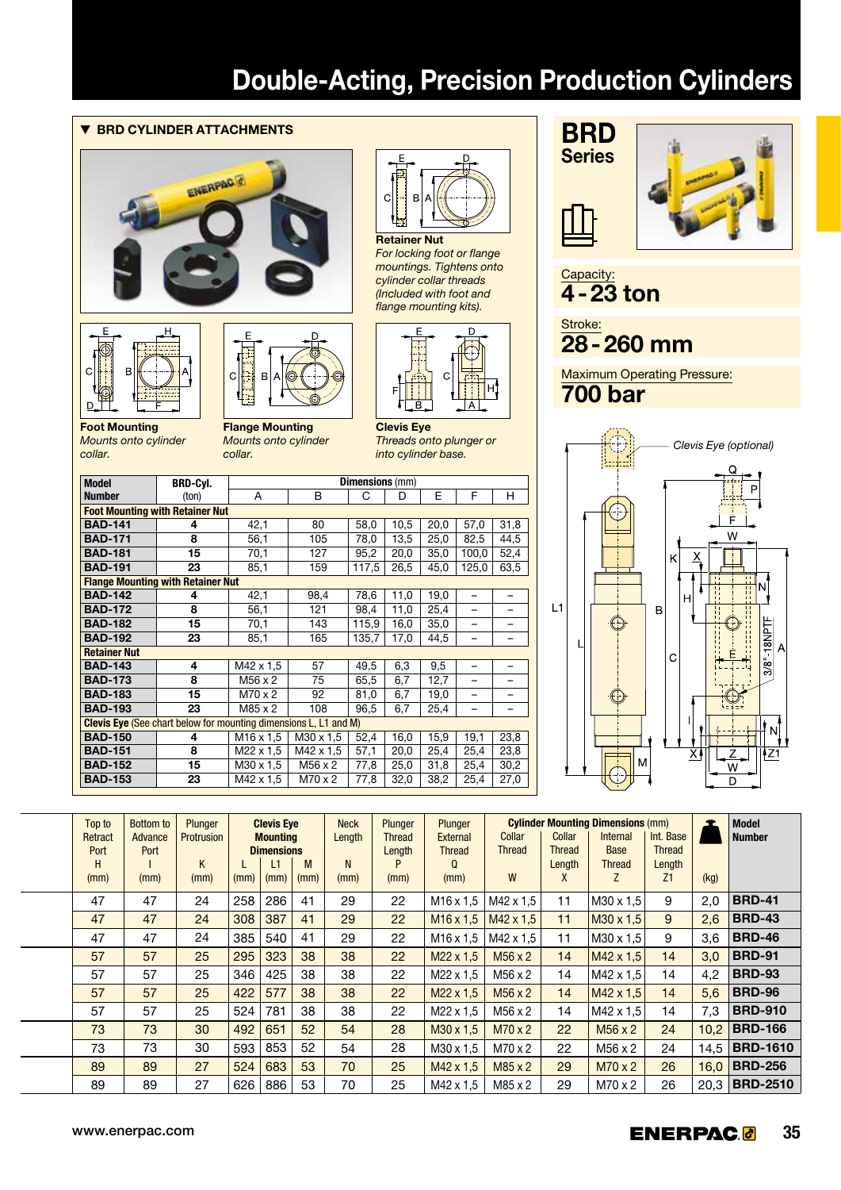# Double-Acting, Precision Production Cylinders

## ▼ BRD CYLINDER ATTACHMENTS

**Retainer Nut**
*For locking foot or flange mountings. Tightens onto cylinder collar threads (Included with foot and flange mounting kits).*

**Foot Mounting**
*Mounts onto cylinder collar.*

**Flange Mounting**
*Mounts onto cylinder collar.*

**Clevis Eye**
*Threads onto plunger or into cylinder base.*

| Model Number | BRD-Cyl. (ton) | Dimensions (mm) A | B | C | D | E | F | H |
|---|---|---|---|---|---|---|---|---|
| **Foot Mounting with Retainer Nut** | | | | | | | | |
| **BAD-141** | 4 | 42,1 | 80 | 58,0 | 10,5 | 20,0 | 57,0 | 31,8 |
| **BAD-171** | 8 | 56,1 | 105 | 78,0 | 13,5 | 25,0 | 82,5 | 44,5 |
| **BAD-181** | 15 | 70,1 | 127 | 95,2 | 20,0 | 35,0 | 100,0 | 52,4 |
| **BAD-191** | 23 | 85,1 | 159 | 117,5 | 26,5 | 45,0 | 125,0 | 63,5 |
| **Flange Mounting with Retainer Nut** | | | | | | | | |
| **BAD-142** | 4 | 42,1 | 98,4 | 78,6 | 11,0 | 19,0 | – | – |
| **BAD-172** | 8 | 56,1 | 121 | 98,4 | 11,0 | 25,4 | – | – |
| **BAD-182** | 15 | 70,1 | 143 | 115,9 | 16,0 | 35,0 | – | – |
| **BAD-192** | 23 | 85,1 | 165 | 135,7 | 17,0 | 44,5 | – | – |
| **Retainer Nut** | | | | | | | | |
| **BAD-143** | 4 | M42 x 1,5 | 57 | 49,5 | 6,3 | 9,5 | – | – |
| **BAD-173** | 8 | M56 x 2 | 75 | 65,5 | 6,7 | 12,7 | – | – |
| **BAD-183** | 15 | M70 x 2 | 92 | 81,0 | 6,7 | 19,0 | – | – |
| **BAD-193** | 23 | M85 x 2 | 108 | 96,5 | 6,7 | 25,4 | – | – |
| **Clevis Eye** (See chart below for mounting dimensions L, L1 and M) | | | | | | | | |
| **BAD-150** | 4 | M16 x 1,5 | M30 x 1,5 | 52,4 | 16,0 | 15,9 | 19,1 | 23,8 |
| **BAD-151** | 8 | M22 x 1,5 | M42 x 1,5 | 57,1 | 20,0 | 25,4 | 25,4 | 23,8 |
| **BAD-152** | 15 | M30 x 1,5 | M56 x 2 | 77,8 | 25,0 | 31,8 | 25,4 | 30,2 |
| **BAD-153** | 23 | M42 x 1,5 | M70 x 2 | 77,8 | 32,0 | 38,2 | 25,4 | 27,0 |

## BRD Series

Capacity:
**4 - 23 ton**

Stroke:
**28 - 260 mm**

Maximum Operating Pressure:
**700 bar**

*Clevis Eye (optional)*

Q P F W K X H N B L1 L C A E 3/8"-18NPTF I N M X Z Z1 W D

| Top to Retract Port H (mm) | Bottom to Advance Port I (mm) | Plunger Protrusion K (mm) | Clevis Eye Mounting Dimensions L (mm) | L1 (mm) | M (mm) | Neck Length N (mm) | Plunger Thread Length P (mm) | Plunger External Thread Q (mm) | Cylinder Mounting Dimensions (mm) Collar Thread W | Collar Thread Length X | Internal Base Thread Z | Int. Base Thread Length Z1 | (kg) | Model Number |
|---|---|---|---|---|---|---|---|---|---|---|---|---|---|---|
| 47 | 47 | 24 | 258 | 286 | 41 | 29 | 22 | M16 x 1,5 | M42 x 1,5 | 11 | M30 x 1,5 | 9 | 2,0 | **BRD-41** |
| 47 | 47 | 24 | 308 | 387 | 41 | 29 | 22 | M16 x 1,5 | M42 x 1,5 | 11 | M30 x 1,5 | 9 | 2,6 | **BRD-43** |
| 47 | 47 | 24 | 385 | 540 | 41 | 29 | 22 | M16 x 1,5 | M42 x 1,5 | 11 | M30 x 1,5 | 9 | 3,6 | **BRD-46** |
| 57 | 57 | 25 | 295 | 323 | 38 | 38 | 22 | M22 x 1,5 | M56 x 2 | 14 | M42 x 1,5 | 14 | 3,0 | **BRD-91** |
| 57 | 57 | 25 | 346 | 425 | 38 | 38 | 22 | M22 x 1,5 | M56 x 2 | 14 | M42 x 1,5 | 14 | 4,2 | **BRD-93** |
| 57 | 57 | 25 | 422 | 577 | 38 | 38 | 22 | M22 x 1,5 | M56 x 2 | 14 | M42 x 1,5 | 14 | 5,6 | **BRD-96** |
| 57 | 57 | 25 | 524 | 781 | 38 | 38 | 22 | M22 x 1,5 | M56 x 2 | 14 | M42 x 1,5 | 14 | 7,3 | **BRD-910** |
| 73 | 73 | 30 | 492 | 651 | 52 | 54 | 28 | M30 x 1,5 | M70 x 2 | 22 | M56 x 2 | 24 | 10,2 | **BRD-166** |
| 73 | 73 | 30 | 593 | 853 | 52 | 54 | 28 | M30 x 1,5 | M70 x 2 | 22 | M56 x 2 | 24 | 14,5 | **BRD-1610** |
| 89 | 89 | 27 | 524 | 683 | 53 | 70 | 25 | M42 x 1,5 | M85 x 2 | 29 | M70 x 2 | 26 | 16,0 | **BRD-256** |
| 89 | 89 | 27 | 626 | 886 | 53 | 70 | 25 | M42 x 1,5 | M85 x 2 | 29 | M70 x 2 | 26 | 20,3 | **BRD-2510** |

www.enerpac.com